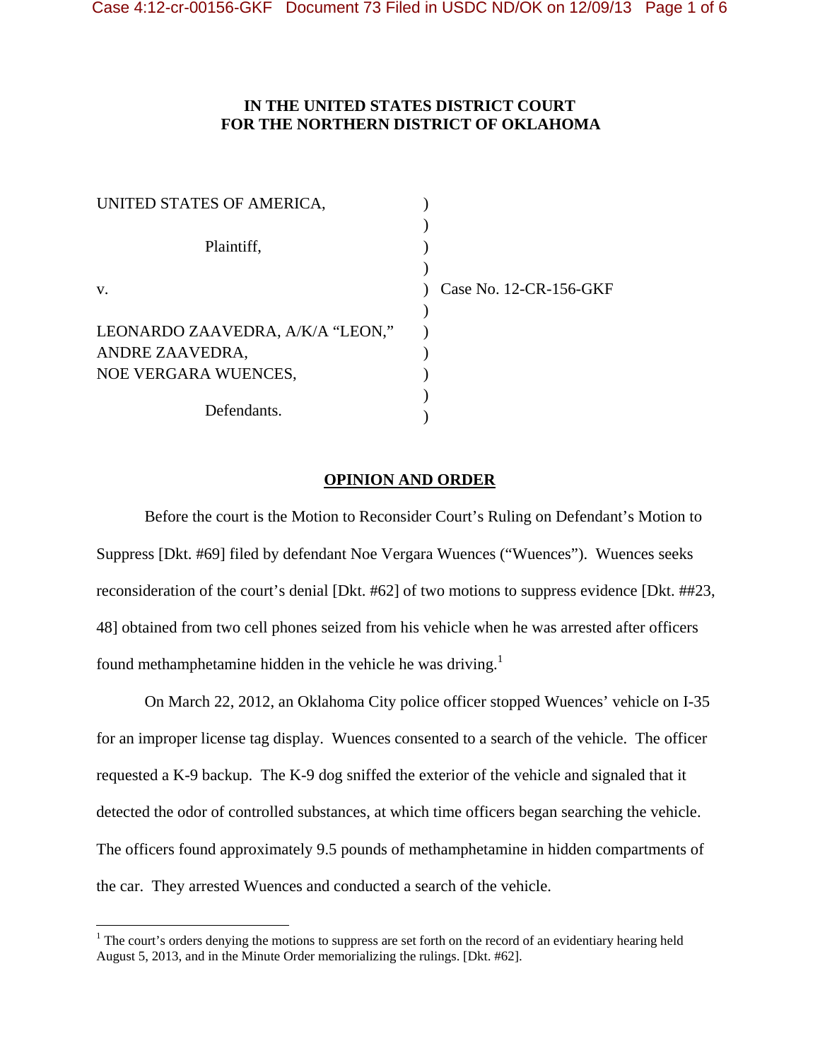**IN THE UNITED STATES DISTRICT COURT**
**FOR THE NORTHERN DISTRICT OF OKLAHOMA**

UNITED STATES OF AMERICA,

Plaintiff,

v.

LEONARDO ZAAVEDRA, A/K/A "LEON,"
ANDRE ZAAVEDRA,
NOE VERGARA WUENCES,

Defendants.

Case No. 12-CR-156-GKF

**OPINION AND ORDER**

Before the court is the Motion to Reconsider Court's Ruling on Defendant's Motion to Suppress [Dkt. #69] filed by defendant Noe Vergara Wuences ("Wuences"). Wuences seeks reconsideration of the court's denial [Dkt. #62] of two motions to suppress evidence [Dkt. ##23, 48] obtained from two cell phones seized from his vehicle when he was arrested after officers found methamphetamine hidden in the vehicle he was driving.[1]

On March 22, 2012, an Oklahoma City police officer stopped Wuences' vehicle on I-35 for an improper license tag display. Wuences consented to a search of the vehicle. The officer requested a K-9 backup. The K-9 dog sniffed the exterior of the vehicle and signaled that it detected the odor of controlled substances, at which time officers began searching the vehicle. The officers found approximately 9.5 pounds of methamphetamine in hidden compartments of the car. They arrested Wuences and conducted a search of the vehicle.

[1] The court's orders denying the motions to suppress are set forth on the record of an evidentiary hearing held August 5, 2013, and in the Minute Order memorializing the rulings. [Dkt. #62].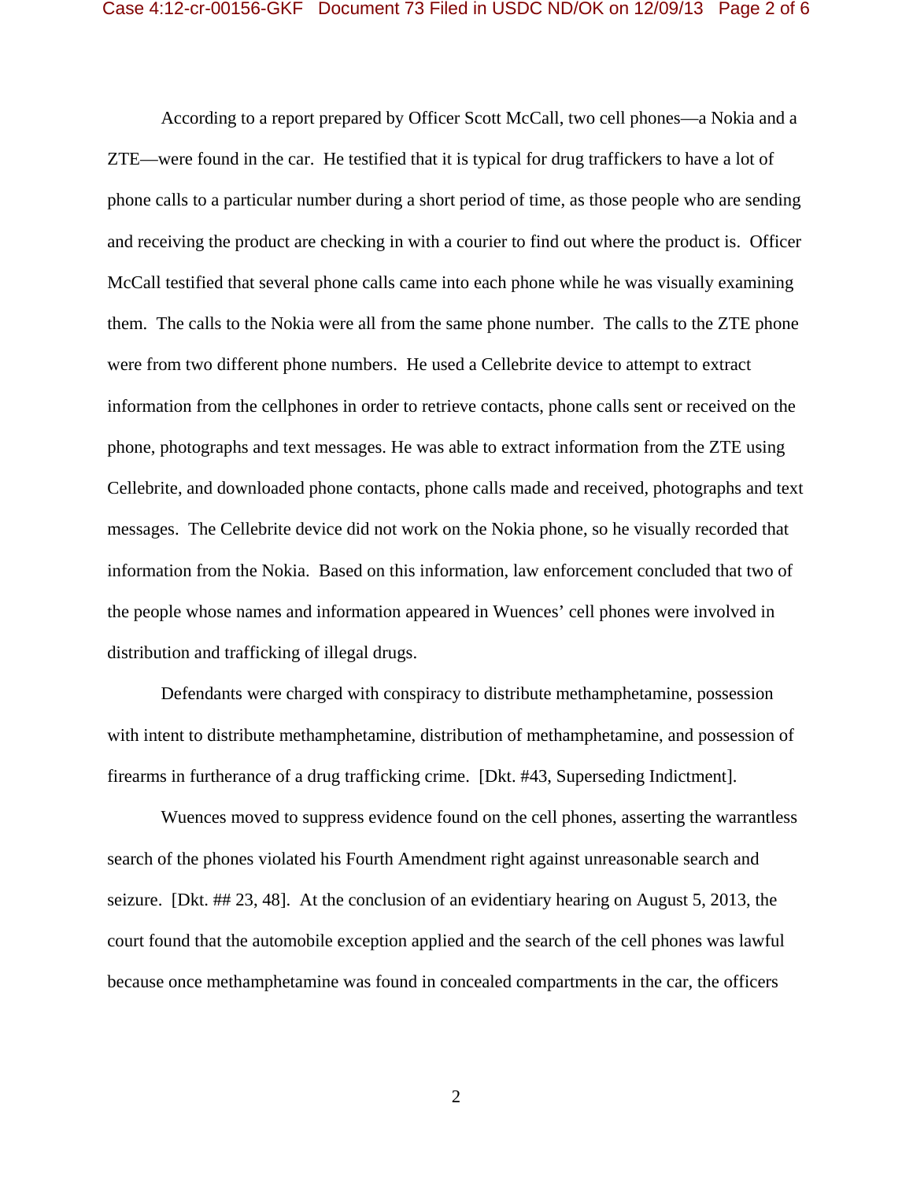According to a report prepared by Officer Scott McCall, two cell phones—a Nokia and a ZTE—were found in the car. He testified that it is typical for drug traffickers to have a lot of phone calls to a particular number during a short period of time, as those people who are sending and receiving the product are checking in with a courier to find out where the product is. Officer McCall testified that several phone calls came into each phone while he was visually examining them. The calls to the Nokia were all from the same phone number. The calls to the ZTE phone were from two different phone numbers. He used a Cellebrite device to attempt to extract information from the cellphones in order to retrieve contacts, phone calls sent or received on the phone, photographs and text messages. He was able to extract information from the ZTE using Cellebrite, and downloaded phone contacts, phone calls made and received, photographs and text messages. The Cellebrite device did not work on the Nokia phone, so he visually recorded that information from the Nokia. Based on this information, law enforcement concluded that two of the people whose names and information appeared in Wuences' cell phones were involved in distribution and trafficking of illegal drugs.

Defendants were charged with conspiracy to distribute methamphetamine, possession with intent to distribute methamphetamine, distribution of methamphetamine, and possession of firearms in furtherance of a drug trafficking crime. [Dkt. #43, Superseding Indictment].

Wuences moved to suppress evidence found on the cell phones, asserting the warrantless search of the phones violated his Fourth Amendment right against unreasonable search and seizure. [Dkt. ## 23, 48]. At the conclusion of an evidentiary hearing on August 5, 2013, the court found that the automobile exception applied and the search of the cell phones was lawful because once methamphetamine was found in concealed compartments in the car, the officers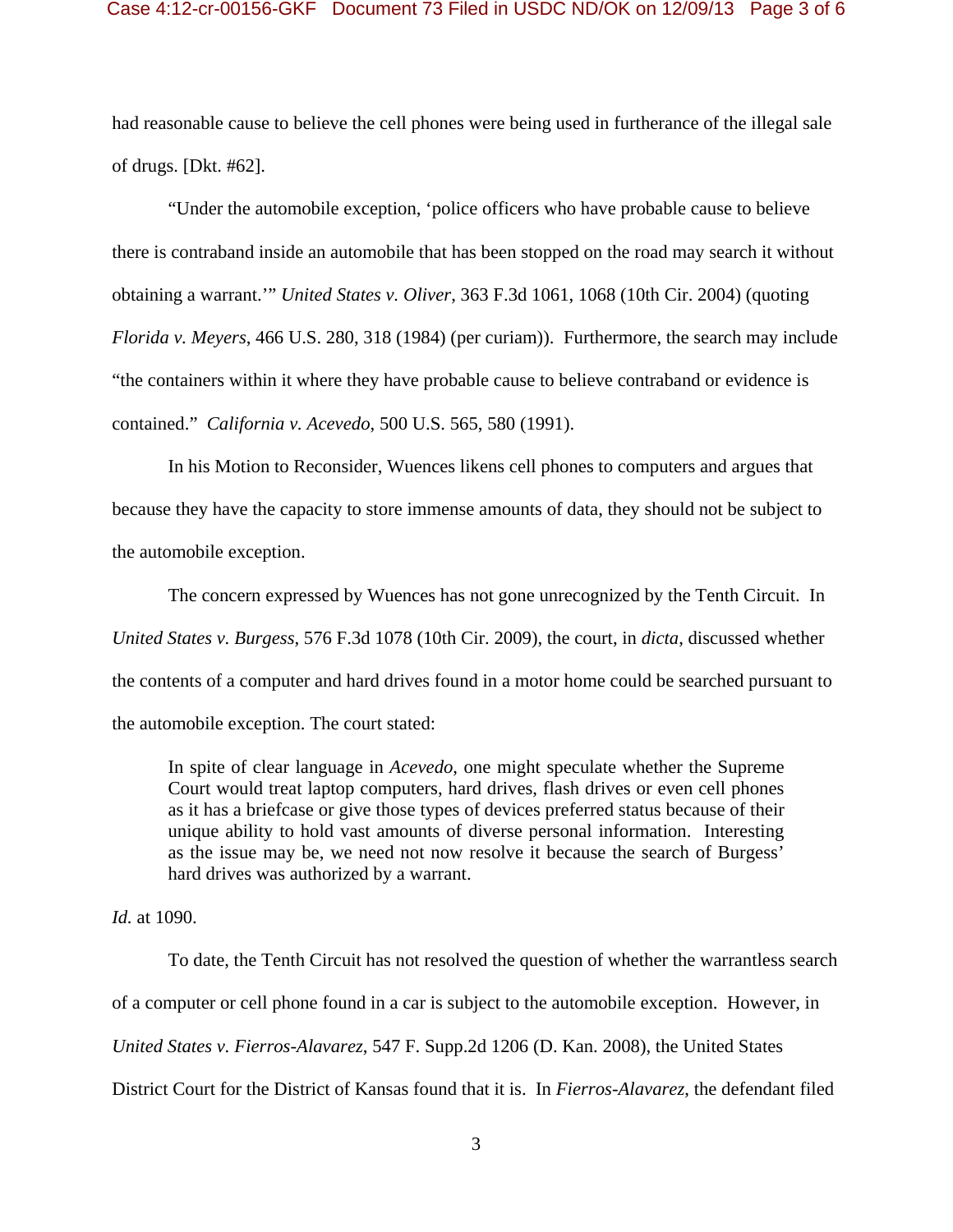had reasonable cause to believe the cell phones were being used in furtherance of the illegal sale of drugs. [Dkt. #62].

"Under the automobile exception, 'police officers who have probable cause to believe there is contraband inside an automobile that has been stopped on the road may search it without obtaining a warrant.'" *United States v. Oliver*, 363 F.3d 1061, 1068 (10th Cir. 2004) (quoting *Florida v. Meyers*, 466 U.S. 280, 318 (1984) (per curiam)). Furthermore, the search may include "the containers within it where they have probable cause to believe contraband or evidence is contained." *California v. Acevedo*, 500 U.S. 565, 580 (1991).

In his Motion to Reconsider, Wuences likens cell phones to computers and argues that because they have the capacity to store immense amounts of data, they should not be subject to the automobile exception.

The concern expressed by Wuences has not gone unrecognized by the Tenth Circuit. In *United States v. Burgess*, 576 F.3d 1078 (10th Cir. 2009), the court, in *dicta*, discussed whether the contents of a computer and hard drives found in a motor home could be searched pursuant to the automobile exception. The court stated:

> In spite of clear language in *Acevedo*, one might speculate whether the Supreme Court would treat laptop computers, hard drives, flash drives or even cell phones as it has a briefcase or give those types of devices preferred status because of their unique ability to hold vast amounts of diverse personal information. Interesting as the issue may be, we need not now resolve it because the search of Burgess' hard drives was authorized by a warrant.

*Id.* at 1090.

To date, the Tenth Circuit has not resolved the question of whether the warrantless search of a computer or cell phone found in a car is subject to the automobile exception. However, in *United States v. Fierros-Alavarez*, 547 F. Supp.2d 1206 (D. Kan. 2008), the United States District Court for the District of Kansas found that it is. In *Fierros-Alavarez*, the defendant filed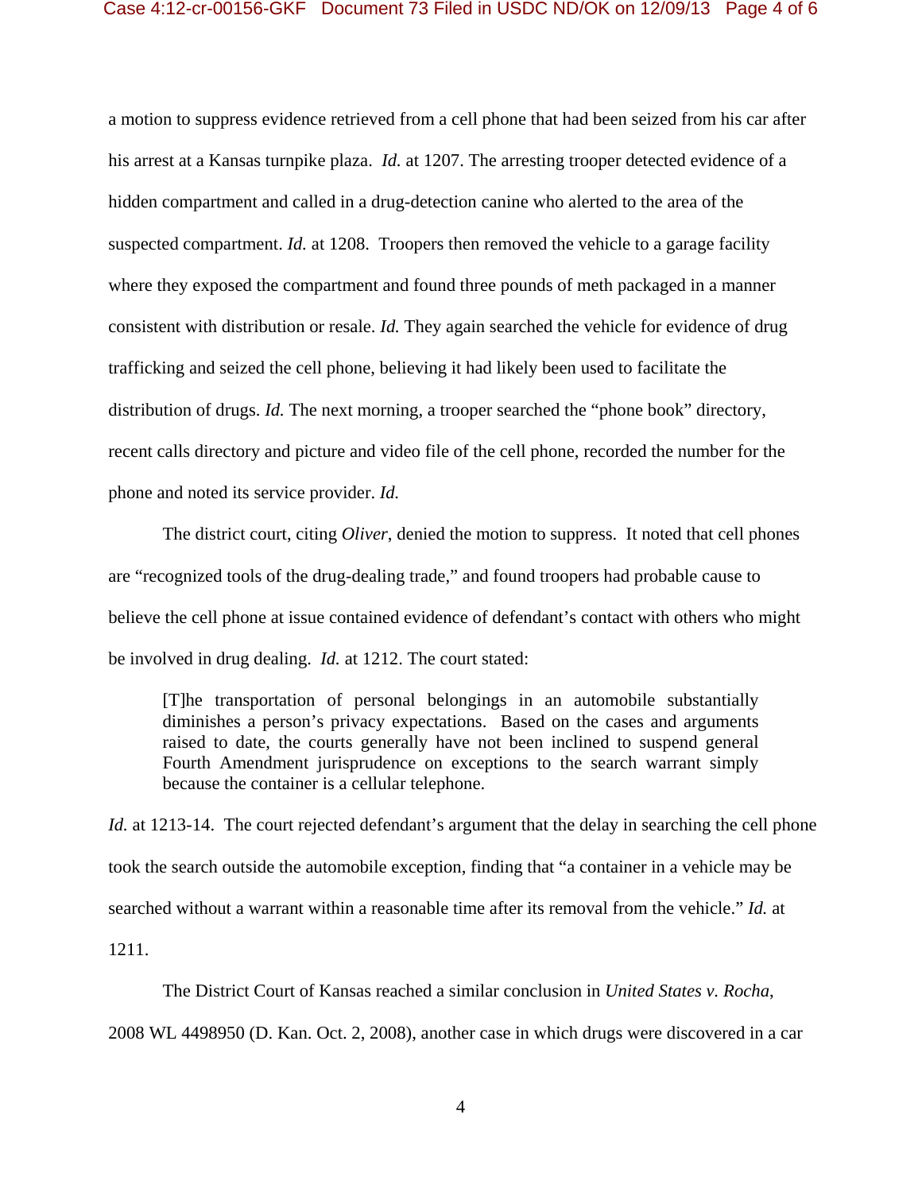a motion to suppress evidence retrieved from a cell phone that had been seized from his car after his arrest at a Kansas turnpike plaza. *Id.* at 1207. The arresting trooper detected evidence of a hidden compartment and called in a drug-detection canine who alerted to the area of the suspected compartment. *Id.* at 1208. Troopers then removed the vehicle to a garage facility where they exposed the compartment and found three pounds of meth packaged in a manner consistent with distribution or resale. *Id.* They again searched the vehicle for evidence of drug trafficking and seized the cell phone, believing it had likely been used to facilitate the distribution of drugs. *Id.* The next morning, a trooper searched the "phone book" directory, recent calls directory and picture and video file of the cell phone, recorded the number for the phone and noted its service provider. *Id.*

The district court, citing *Oliver*, denied the motion to suppress. It noted that cell phones are "recognized tools of the drug-dealing trade," and found troopers had probable cause to believe the cell phone at issue contained evidence of defendant's contact with others who might be involved in drug dealing. *Id.* at 1212. The court stated:

> [T]he transportation of personal belongings in an automobile substantially diminishes a person's privacy expectations. Based on the cases and arguments raised to date, the courts generally have not been inclined to suspend general Fourth Amendment jurisprudence on exceptions to the search warrant simply because the container is a cellular telephone.

*Id.* at 1213-14. The court rejected defendant's argument that the delay in searching the cell phone took the search outside the automobile exception, finding that "a container in a vehicle may be searched without a warrant within a reasonable time after its removal from the vehicle." *Id.* at 1211.

The District Court of Kansas reached a similar conclusion in *United States v. Rocha*, 2008 WL 4498950 (D. Kan. Oct. 2, 2008), another case in which drugs were discovered in a car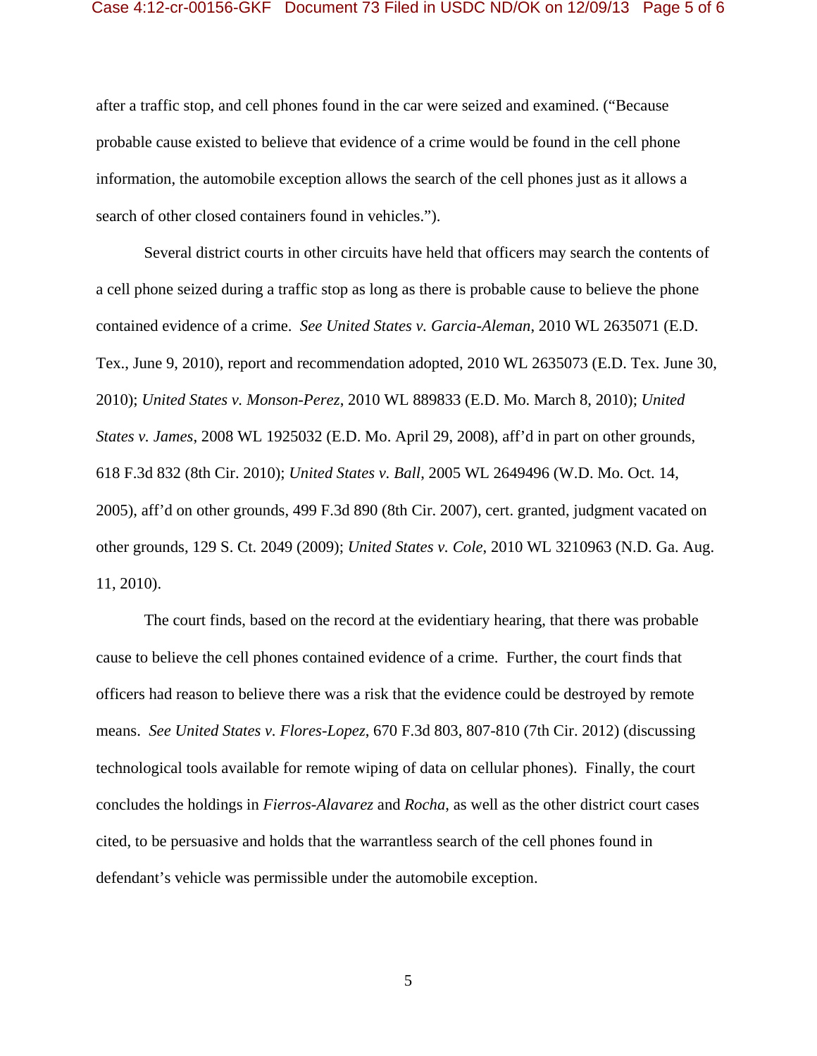after a traffic stop, and cell phones found in the car were seized and examined. ("Because probable cause existed to believe that evidence of a crime would be found in the cell phone information, the automobile exception allows the search of the cell phones just as it allows a search of other closed containers found in vehicles.").

Several district courts in other circuits have held that officers may search the contents of a cell phone seized during a traffic stop as long as there is probable cause to believe the phone contained evidence of a crime. *See United States v. Garcia-Aleman*, 2010 WL 2635071 (E.D. Tex., June 9, 2010), report and recommendation adopted, 2010 WL 2635073 (E.D. Tex. June 30, 2010); *United States v. Monson-Perez*, 2010 WL 889833 (E.D. Mo. March 8, 2010); *United States v. James*, 2008 WL 1925032 (E.D. Mo. April 29, 2008), aff'd in part on other grounds, 618 F.3d 832 (8th Cir. 2010); *United States v. Ball*, 2005 WL 2649496 (W.D. Mo. Oct. 14, 2005), aff'd on other grounds, 499 F.3d 890 (8th Cir. 2007), cert. granted, judgment vacated on other grounds, 129 S. Ct. 2049 (2009); *United States v. Cole*, 2010 WL 3210963 (N.D. Ga. Aug. 11, 2010).

The court finds, based on the record at the evidentiary hearing, that there was probable cause to believe the cell phones contained evidence of a crime. Further, the court finds that officers had reason to believe there was a risk that the evidence could be destroyed by remote means. *See United States v. Flores-Lopez*, 670 F.3d 803, 807-810 (7th Cir. 2012) (discussing technological tools available for remote wiping of data on cellular phones). Finally, the court concludes the holdings in *Fierros-Alavarez* and *Rocha*, as well as the other district court cases cited, to be persuasive and holds that the warrantless search of the cell phones found in defendant's vehicle was permissible under the automobile exception.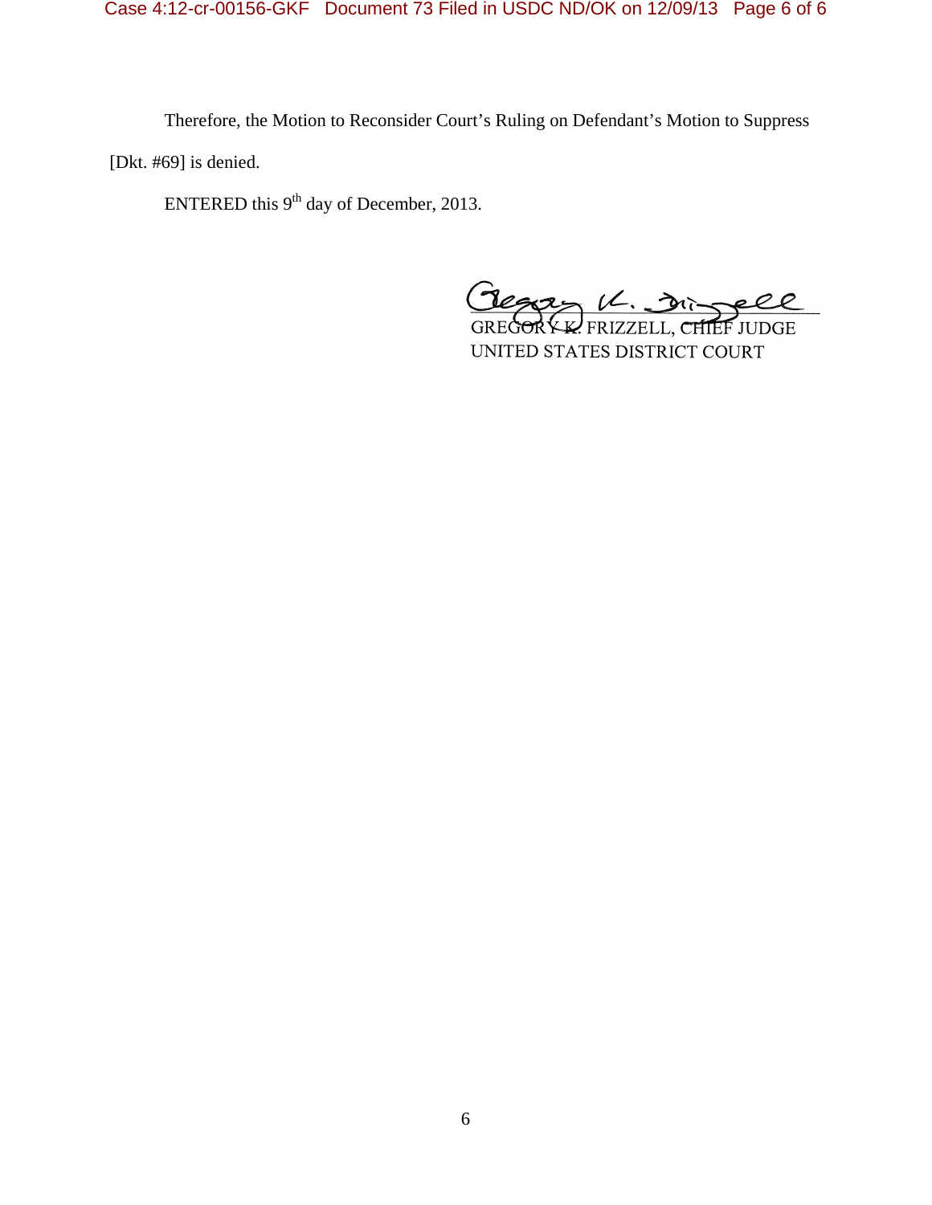Therefore, the Motion to Reconsider Court's Ruling on Defendant's Motion to Suppress [Dkt. #69] is denied.

ENTERED this 9th day of December, 2013.

GREGORY K. FRIZZELL, CHIEF JUDGE
UNITED STATES DISTRICT COURT